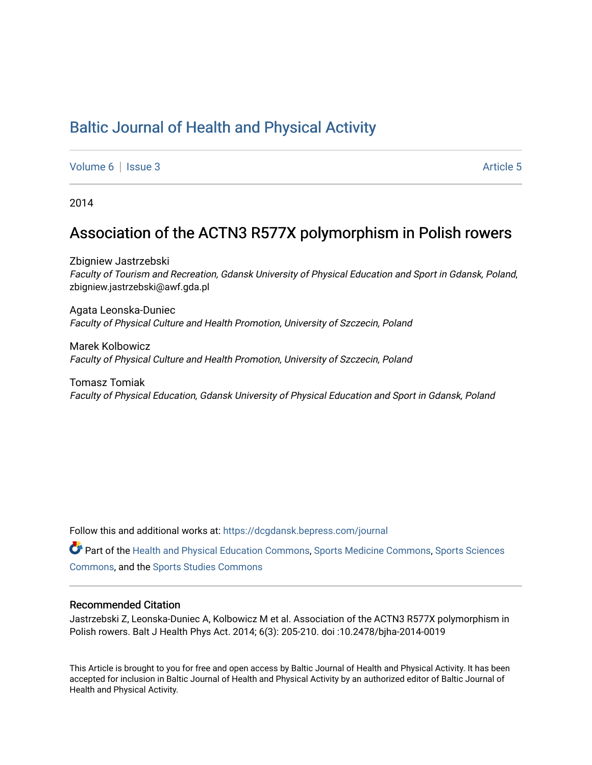# Baltic Journal of Health and Physical Activity

Volume 6 | Issue 3 Article 5

2014

## Association of the ACTN3 R577X polymorphism in Polish rowers

Zbigniew Jastrzebski
*Faculty of Tourism and Recreation, Gdansk University of Physical Education and Sport in Gdansk, Poland*, zbigniew.jastrzebski@awf.gda.pl

Agata Leonska-Duniec
*Faculty of Physical Culture and Health Promotion, University of Szczecin, Poland*

Marek Kolbowicz
*Faculty of Physical Culture and Health Promotion, University of Szczecin, Poland*

Tomasz Tomiak
*Faculty of Physical Education, Gdansk University of Physical Education and Sport in Gdansk, Poland*

Follow this and additional works at: https://dcgdansk.bepress.com/journal

Part of the Health and Physical Education Commons, Sports Medicine Commons, Sports Sciences Commons, and the Sports Studies Commons

### Recommended Citation

Jastrzebski Z, Leonska-Duniec A, Kolbowicz M et al. Association of the ACTN3 R577X polymorphism in Polish rowers. Balt J Health Phys Act. 2014; 6(3): 205-210. doi :10.2478/bjha-2014-0019

This Article is brought to you for free and open access by Baltic Journal of Health and Physical Activity. It has been accepted for inclusion in Baltic Journal of Health and Physical Activity by an authorized editor of Baltic Journal of Health and Physical Activity.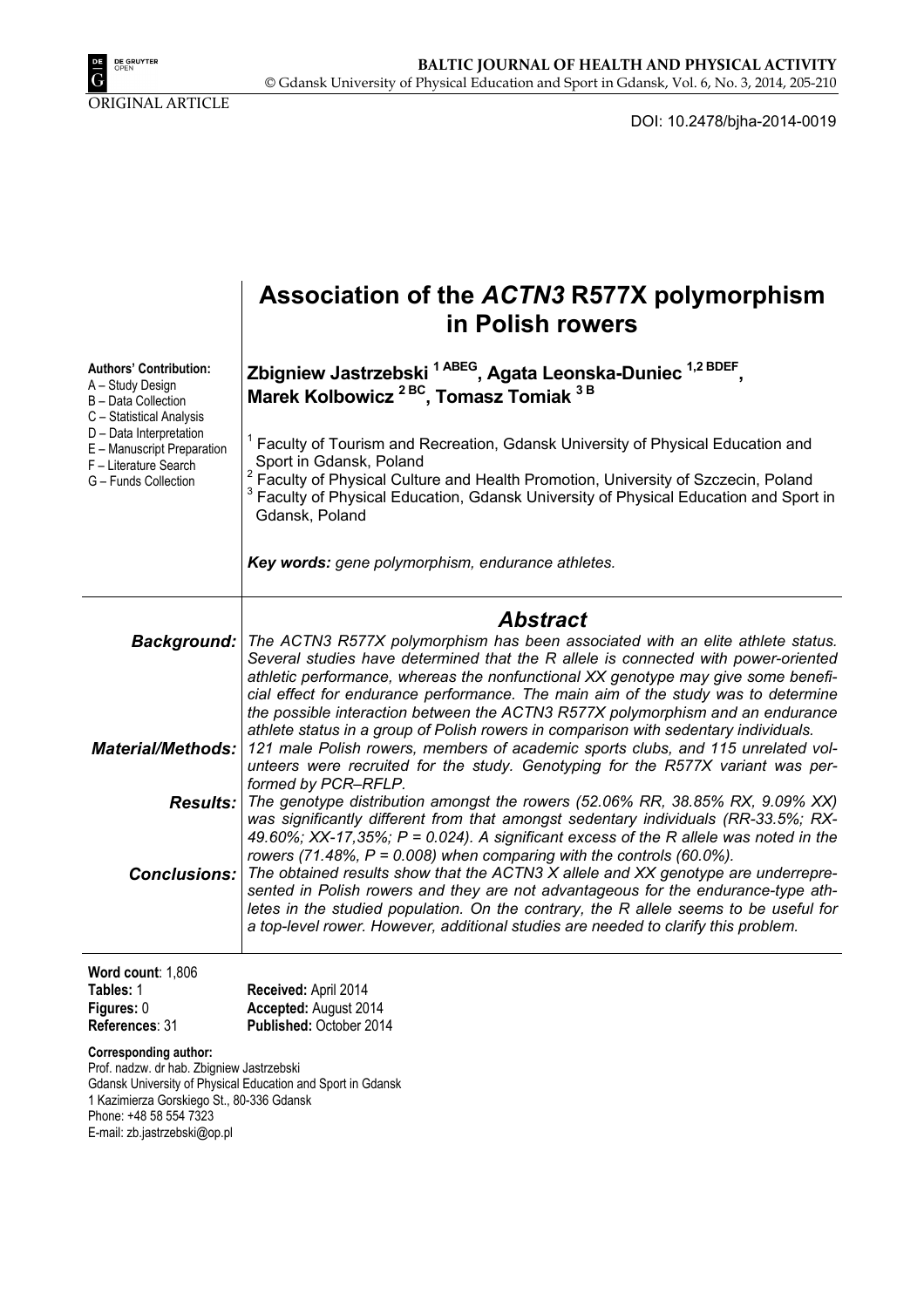ORIGINAL ARTICLE

DOI: 10.2478/bjha-2014-0019

# Association of the *ACTN3* R577X polymorphism in Polish rowers

**Authors' Contribution:**
A – Study Design
B – Data Collection
C – Statistical Analysis
D – Data Interpretation
E – Manuscript Preparation
F – Literature Search
G – Funds Collection

**Zbigniew Jastrzebski [1 ABEG], Agata Leonska-Duniec [1,2 BDEF], Marek Kolbowicz [2 BC], Tomasz Tomiak [3 B]**

[1] Faculty of Tourism and Recreation, Gdansk University of Physical Education and Sport in Gdansk, Poland
[2] Faculty of Physical Culture and Health Promotion, University of Szczecin, Poland
[3] Faculty of Physical Education, Gdansk University of Physical Education and Sport in Gdansk, Poland

***Key words:*** *gene polymorphism, endurance athletes.*

## *Abstract*

***Background:*** *The ACTN3 R577X polymorphism has been associated with an elite athlete status. Several studies have determined that the R allele is connected with power-oriented athletic performance, whereas the nonfunctional XX genotype may give some beneficial effect for endurance performance. The main aim of the study was to determine the possible interaction between the ACTN3 R577X polymorphism and an endurance athlete status in a group of Polish rowers in comparison with sedentary individuals.*

***Material/Methods:*** *121 male Polish rowers, members of academic sports clubs, and 115 unrelated volunteers were recruited for the study. Genotyping for the R577X variant was performed by PCR–RFLP.*

***Results:*** *The genotype distribution amongst the rowers (52.06% RR, 38.85% RX, 9.09% XX) was significantly different from that amongst sedentary individuals (RR-33.5%; RX-49.60%; XX-17,35%; P = 0.024). A significant excess of the R allele was noted in the rowers (71.48%, P = 0.008) when comparing with the controls (60.0%).*

***Conclusions:*** *The obtained results show that the ACTN3 X allele and XX genotype are underrepresented in Polish rowers and they are not advantageous for the endurance-type athletes in the studied population. On the contrary, the R allele seems to be useful for a top-level rower. However, additional studies are needed to clarify this problem.*

**Word count**: 1,806
**Tables:** 1
**Figures:** 0
**References**: 31

**Received:** April 2014
**Accepted:** August 2014
**Published:** October 2014

**Corresponding author:**
Prof. nadzw. dr hab. Zbigniew Jastrzebski
Gdansk University of Physical Education and Sport in Gdansk
1 Kazimierza Gorskiego St., 80-336 Gdansk
Phone: +48 58 554 7323
E-mail: zb.jastrzebski@op.pl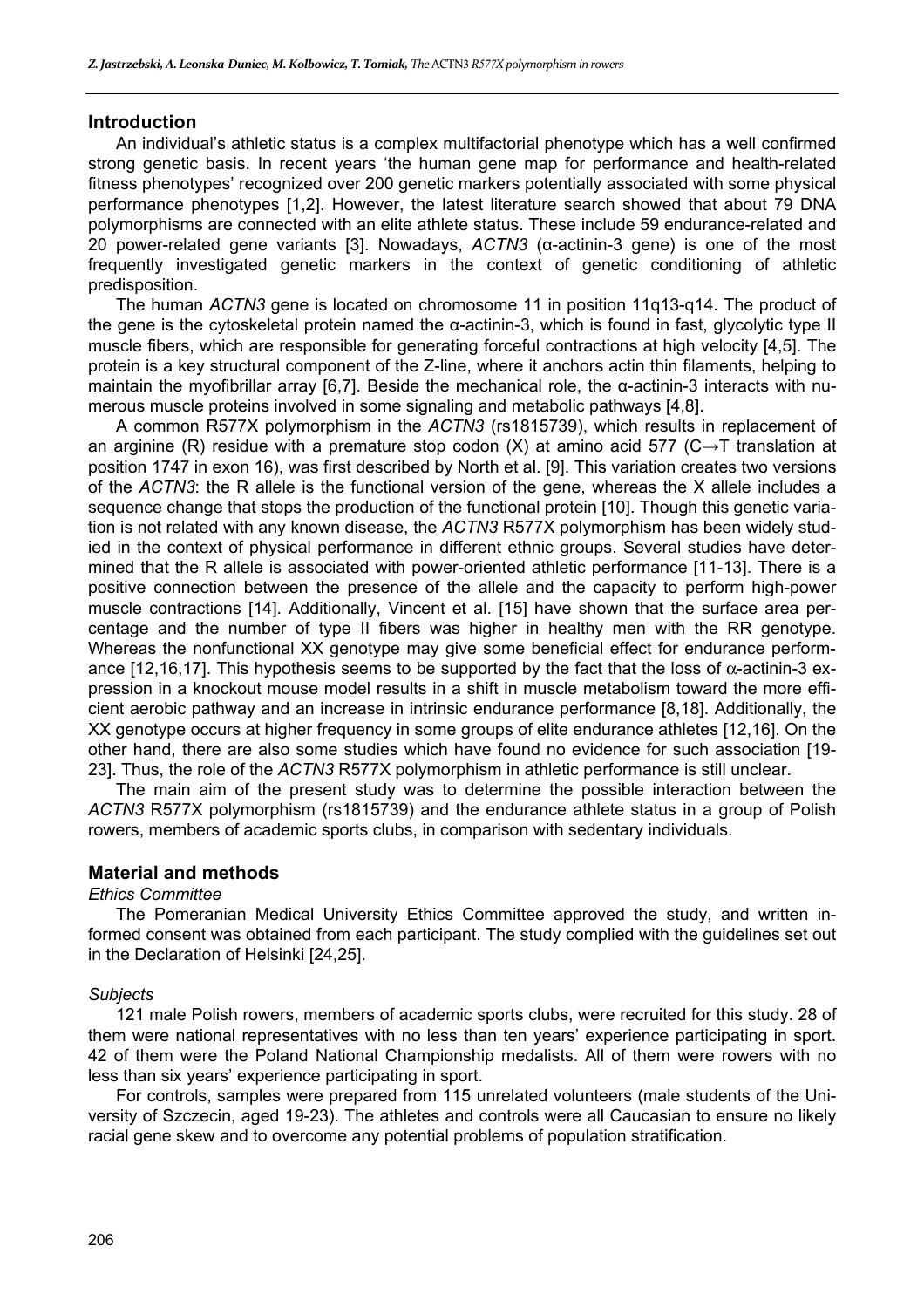## Introduction

An individual's athletic status is a complex multifactorial phenotype which has a well confirmed strong genetic basis. In recent years 'the human gene map for performance and health-related fitness phenotypes' recognized over 200 genetic markers potentially associated with some physical performance phenotypes [1,2]. However, the latest literature search showed that about 79 DNA polymorphisms are connected with an elite athlete status. These include 59 endurance-related and 20 power-related gene variants [3]. Nowadays, *ACTN3* (α-actinin-3 gene) is one of the most frequently investigated genetic markers in the context of genetic conditioning of athletic predisposition.

The human *ACTN3* gene is located on chromosome 11 in position 11q13-q14. The product of the gene is the cytoskeletal protein named the α-actinin-3, which is found in fast, glycolytic type II muscle fibers, which are responsible for generating forceful contractions at high velocity [4,5]. The protein is a key structural component of the Z-line, where it anchors actin thin filaments, helping to maintain the myofibrillar array [6,7]. Beside the mechanical role, the α-actinin-3 interacts with numerous muscle proteins involved in some signaling and metabolic pathways [4,8].

A common R577X polymorphism in the *ACTN3* (rs1815739), which results in replacement of an arginine (R) residue with a premature stop codon (X) at amino acid 577 (C→T translation at position 1747 in exon 16), was first described by North et al. [9]. This variation creates two versions of the *ACTN3*: the R allele is the functional version of the gene, whereas the X allele includes a sequence change that stops the production of the functional protein [10]. Though this genetic variation is not related with any known disease, the *ACTN3* R577X polymorphism has been widely studied in the context of physical performance in different ethnic groups. Several studies have determined that the R allele is associated with power-oriented athletic performance [11-13]. There is a positive connection between the presence of the allele and the capacity to perform high-power muscle contractions [14]. Additionally, Vincent et al. [15] have shown that the surface area percentage and the number of type II fibers was higher in healthy men with the RR genotype. Whereas the nonfunctional XX genotype may give some beneficial effect for endurance performance [12,16,17]. This hypothesis seems to be supported by the fact that the loss of α-actinin-3 expression in a knockout mouse model results in a shift in muscle metabolism toward the more efficient aerobic pathway and an increase in intrinsic endurance performance [8,18]. Additionally, the XX genotype occurs at higher frequency in some groups of elite endurance athletes [12,16]. On the other hand, there are also some studies which have found no evidence for such association [19-23]. Thus, the role of the *ACTN3* R577X polymorphism in athletic performance is still unclear.

The main aim of the present study was to determine the possible interaction between the *ACTN3* R577X polymorphism (rs1815739) and the endurance athlete status in a group of Polish rowers, members of academic sports clubs, in comparison with sedentary individuals.

## Material and methods

### *Ethics Committee*

The Pomeranian Medical University Ethics Committee approved the study, and written informed consent was obtained from each participant. The study complied with the guidelines set out in the Declaration of Helsinki [24,25].

### *Subjects*

121 male Polish rowers, members of academic sports clubs, were recruited for this study. 28 of them were national representatives with no less than ten years' experience participating in sport. 42 of them were the Poland National Championship medalists. All of them were rowers with no less than six years' experience participating in sport.

For controls, samples were prepared from 115 unrelated volunteers (male students of the University of Szczecin, aged 19-23). The athletes and controls were all Caucasian to ensure no likely racial gene skew and to overcome any potential problems of population stratification.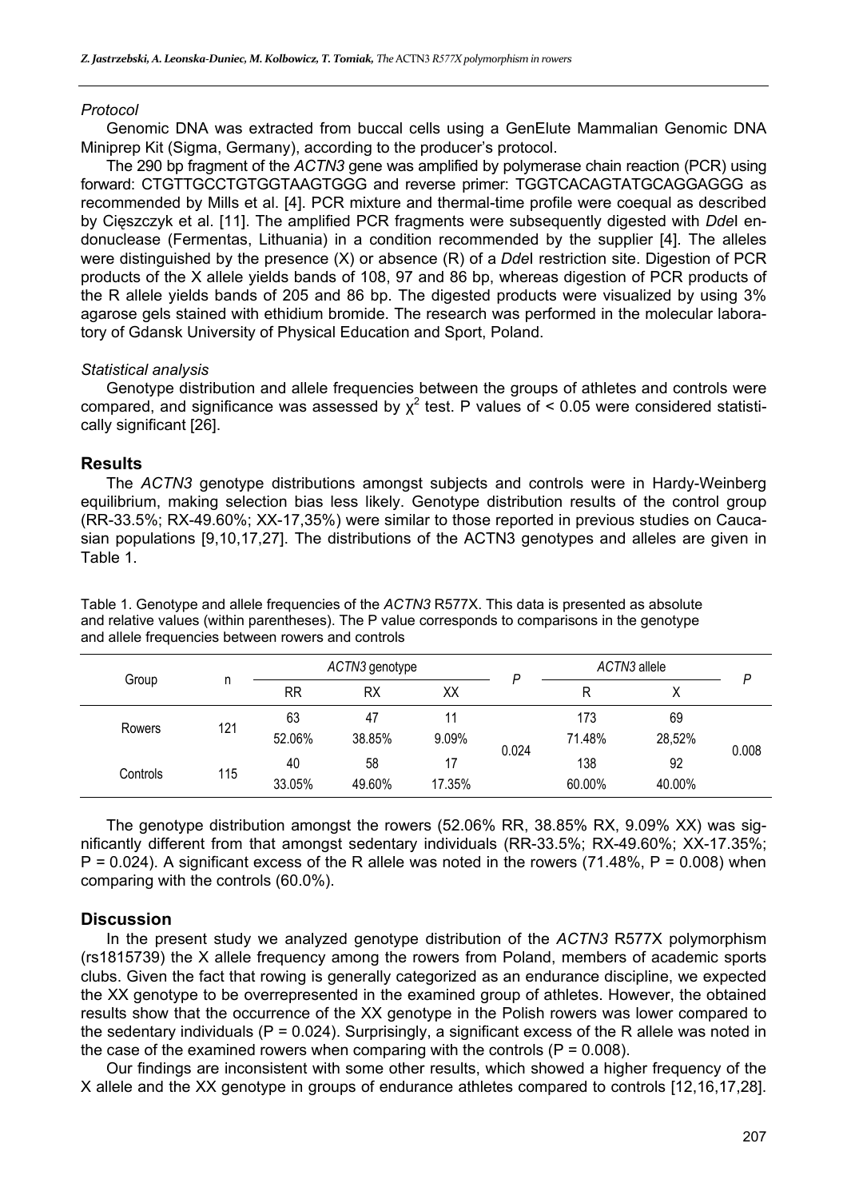*Protocol*

Genomic DNA was extracted from buccal cells using a GenElute Mammalian Genomic DNA Miniprep Kit (Sigma, Germany), according to the producer's protocol.

The 290 bp fragment of the *ACTN3* gene was amplified by polymerase chain reaction (PCR) using forward: CTGTTGCCTGTGGTAAGTGGG and reverse primer: TGGTCACAGTATGCAGGAGGG as recommended by Mills et al. [4]. PCR mixture and thermal-time profile were coequal as described by Cięszczyk et al. [11]. The amplified PCR fragments were subsequently digested with *Dde*I endonuclease (Fermentas, Lithuania) in a condition recommended by the supplier [4]. The alleles were distinguished by the presence (X) or absence (R) of a *Dde*I restriction site. Digestion of PCR products of the X allele yields bands of 108, 97 and 86 bp, whereas digestion of PCR products of the R allele yields bands of 205 and 86 bp. The digested products were visualized by using 3% agarose gels stained with ethidium bromide. The research was performed in the molecular laboratory of Gdansk University of Physical Education and Sport, Poland.

*Statistical analysis*

Genotype distribution and allele frequencies between the groups of athletes and controls were compared, and significance was assessed by $\chi^2$ test. P values of < 0.05 were considered statistically significant [26].

## Results

The *ACTN3* genotype distributions amongst subjects and controls were in Hardy-Weinberg equilibrium, making selection bias less likely. Genotype distribution results of the control group (RR-33.5%; RX-49.60%; XX-17,35%) were similar to those reported in previous studies on Caucasian populations [9,10,17,27]. The distributions of the ACTN3 genotypes and alleles are given in Table 1.

Table 1. Genotype and allele frequencies of the *ACTN3* R577X. This data is presented as absolute and relative values (within parentheses). The P value corresponds to comparisons in the genotype and allele frequencies between rowers and controls

| Group | n | *ACTN3* genotype | | | P | *ACTN3* allele | | P |
|---|---|---|---|---|---|---|---|---|
| | | RR | RX | XX | | R | X | |
| Rowers | 121 | 63<br>52.06% | 47<br>38.85% | 11<br>9.09% | 0.024 | 173<br>71.48% | 69<br>28,52% | 0.008 |
| Controls | 115 | 40<br>33.05% | 58<br>49.60% | 17<br>17.35% | | 138<br>60.00% | 92<br>40.00% | |

The genotype distribution amongst the rowers (52.06% RR, 38.85% RX, 9.09% XX) was significantly different from that amongst sedentary individuals (RR-33.5%; RX-49.60%; XX-17.35%; P = 0.024). A significant excess of the R allele was noted in the rowers (71.48%, P = 0.008) when comparing with the controls (60.0%).

## Discussion

In the present study we analyzed genotype distribution of the *ACTN3* R577X polymorphism (rs1815739) the X allele frequency among the rowers from Poland, members of academic sports clubs. Given the fact that rowing is generally categorized as an endurance discipline, we expected the XX genotype to be overrepresented in the examined group of athletes. However, the obtained results show that the occurrence of the XX genotype in the Polish rowers was lower compared to the sedentary individuals (P = 0.024). Surprisingly, a significant excess of the R allele was noted in the case of the examined rowers when comparing with the controls (P = 0.008).

Our findings are inconsistent with some other results, which showed a higher frequency of the X allele and the XX genotype in groups of endurance athletes compared to controls [12,16,17,28].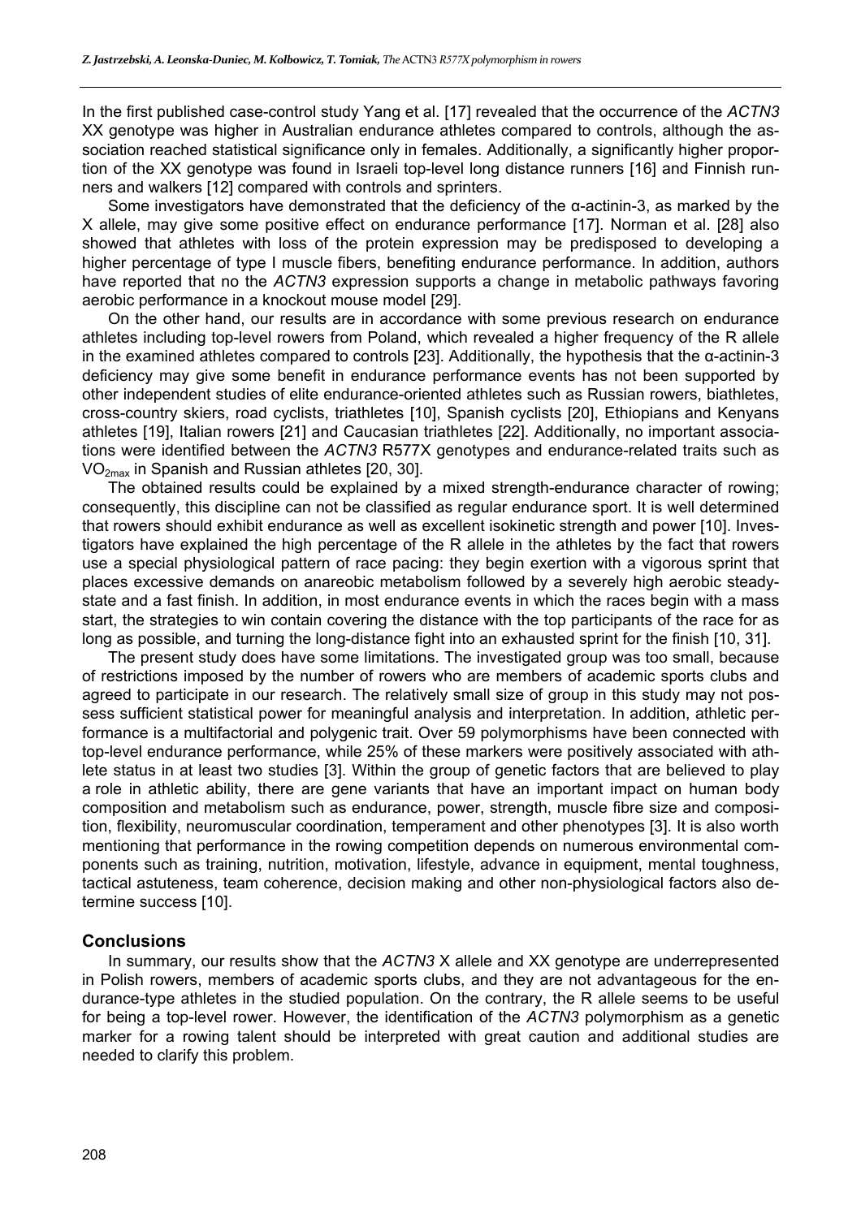In the first published case-control study Yang et al. [17] revealed that the occurrence of the *ACTN3* XX genotype was higher in Australian endurance athletes compared to controls, although the association reached statistical significance only in females. Additionally, a significantly higher proportion of the XX genotype was found in Israeli top-level long distance runners [16] and Finnish runners and walkers [12] compared with controls and sprinters.

Some investigators have demonstrated that the deficiency of the α-actinin-3, as marked by the X allele, may give some positive effect on endurance performance [17]. Norman et al. [28] also showed that athletes with loss of the protein expression may be predisposed to developing a higher percentage of type I muscle fibers, benefiting endurance performance. In addition, authors have reported that no the *ACTN3* expression supports a change in metabolic pathways favoring aerobic performance in a knockout mouse model [29].

On the other hand, our results are in accordance with some previous research on endurance athletes including top-level rowers from Poland, which revealed a higher frequency of the R allele in the examined athletes compared to controls [23]. Additionally, the hypothesis that the α-actinin-3 deficiency may give some benefit in endurance performance events has not been supported by other independent studies of elite endurance-oriented athletes such as Russian rowers, biathletes, cross-country skiers, road cyclists, triathletes [10], Spanish cyclists [20], Ethiopians and Kenyans athletes [19], Italian rowers [21] and Caucasian triathletes [22]. Additionally, no important associations were identified between the *ACTN3* R577X genotypes and endurance-related traits such as $VO_{2max}$ in Spanish and Russian athletes [20, 30].

The obtained results could be explained by a mixed strength-endurance character of rowing; consequently, this discipline can not be classified as regular endurance sport. It is well determined that rowers should exhibit endurance as well as excellent isokinetic strength and power [10]. Investigators have explained the high percentage of the R allele in the athletes by the fact that rowers use a special physiological pattern of race pacing: they begin exertion with a vigorous sprint that places excessive demands on anareobic metabolism followed by a severely high aerobic steady-state and a fast finish. In addition, in most endurance events in which the races begin with a mass start, the strategies to win contain covering the distance with the top participants of the race for as long as possible, and turning the long-distance fight into an exhausted sprint for the finish [10, 31].

The present study does have some limitations. The investigated group was too small, because of restrictions imposed by the number of rowers who are members of academic sports clubs and agreed to participate in our research. The relatively small size of group in this study may not possess sufficient statistical power for meaningful analysis and interpretation. In addition, athletic performance is a multifactorial and polygenic trait. Over 59 polymorphisms have been connected with top-level endurance performance, while 25% of these markers were positively associated with athlete status in at least two studies [3]. Within the group of genetic factors that are believed to play a role in athletic ability, there are gene variants that have an important impact on human body composition and metabolism such as endurance, power, strength, muscle fibre size and composition, flexibility, neuromuscular coordination, temperament and other phenotypes [3]. It is also worth mentioning that performance in the rowing competition depends on numerous environmental components such as training, nutrition, motivation, lifestyle, advance in equipment, mental toughness, tactical astuteness, team coherence, decision making and other non-physiological factors also determine success [10].

## Conclusions

In summary, our results show that the *ACTN3* X allele and XX genotype are underrepresented in Polish rowers, members of academic sports clubs, and they are not advantageous for the endurance-type athletes in the studied population. On the contrary, the R allele seems to be useful for being a top-level rower. However, the identification of the *ACTN3* polymorphism as a genetic marker for a rowing talent should be interpreted with great caution and additional studies are needed to clarify this problem.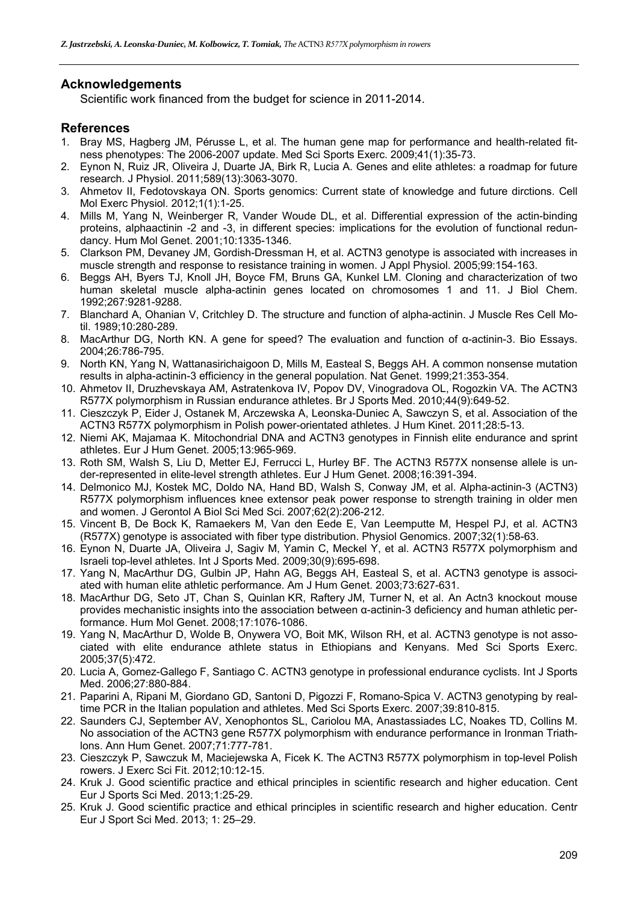## Acknowledgements

Scientific work financed from the budget for science in 2011-2014.

## References

1. Bray MS, Hagberg JM, Pérusse L, et al. The human gene map for performance and health-related fitness phenotypes: The 2006-2007 update. Med Sci Sports Exerc. 2009;41(1):35-73.
2. Eynon N, Ruiz JR, Oliveira J, Duarte JA, Birk R, Lucia A. Genes and elite athletes: a roadmap for future research. J Physiol. 2011;589(13):3063-3070.
3. Ahmetov II, Fedotovskaya ON. Sports genomics: Current state of knowledge and future dirctions. Cell Mol Exerc Physiol. 2012;1(1):1-25.
4. Mills M, Yang N, Weinberger R, Vander Woude DL, et al. Differential expression of the actin-binding proteins, alphaactinin -2 and -3, in different species: implications for the evolution of functional redundancy. Hum Mol Genet. 2001;10:1335-1346.
5. Clarkson PM, Devaney JM, Gordish-Dressman H, et al. ACTN3 genotype is associated with increases in muscle strength and response to resistance training in women. J Appl Physiol. 2005;99:154-163.
6. Beggs AH, Byers TJ, Knoll JH, Boyce FM, Bruns GA, Kunkel LM. Cloning and characterization of two human skeletal muscle alpha-actinin genes located on chromosomes 1 and 11. J Biol Chem. 1992;267:9281-9288.
7. Blanchard A, Ohanian V, Critchley D. The structure and function of alpha-actinin. J Muscle Res Cell Motil. 1989;10:280-289.
8. MacArthur DG, North KN. A gene for speed? The evaluation and function of α-actinin-3. Bio Essays. 2004;26:786-795.
9. North KN, Yang N, Wattanasirichaigoon D, Mills M, Easteal S, Beggs AH. A common nonsense mutation results in alpha-actinin-3 efficiency in the general population. Nat Genet. 1999;21:353-354.
10. Ahmetov II, Druzhevskaya AM, Astratenkova IV, Popov DV, Vinogradova OL, Rogozkin VA. The ACTN3 R577X polymorphism in Russian endurance athletes. Br J Sports Med. 2010;44(9):649-52.
11. Cieszczyk P, Eider J, Ostanek M, Arczewska A, Leonska-Duniec A, Sawczyn S, et al. Association of the ACTN3 R577X polymorphism in Polish power-orientated athletes. J Hum Kinet. 2011;28:5-13.
12. Niemi AK, Majamaa K. Mitochondrial DNA and ACTN3 genotypes in Finnish elite endurance and sprint athletes. Eur J Hum Genet. 2005;13:965-969.
13. Roth SM, Walsh S, Liu D, Metter EJ, Ferrucci L, Hurley BF. The ACTN3 R577X nonsense allele is under-represented in elite-level strength athletes. Eur J Hum Genet. 2008;16:391-394.
14. Delmonico MJ, Kostek MC, Doldo NA, Hand BD, Walsh S, Conway JM, et al. Alpha-actinin-3 (ACTN3) R577X polymorphism influences knee extensor peak power response to strength training in older men and women. J Gerontol A Biol Sci Med Sci. 2007;62(2):206-212.
15. Vincent B, De Bock K, Ramaekers M, Van den Eede E, Van Leemputte M, Hespel PJ, et al. ACTN3 (R577X) genotype is associated with fiber type distribution. Physiol Genomics. 2007;32(1):58-63.
16. Eynon N, Duarte JA, Oliveira J, Sagiv M, Yamin C, Meckel Y, et al. ACTN3 R577X polymorphism and Israeli top-level athletes. Int J Sports Med. 2009;30(9):695-698.
17. Yang N, MacArthur DG, Gulbin JP, Hahn AG, Beggs AH, Easteal S, et al. ACTN3 genotype is associated with human elite athletic performance. Am J Hum Genet. 2003;73:627-631.
18. MacArthur DG, Seto JT, Chan S, Quinlan KR, Raftery JM, Turner N, et al. An Actn3 knockout mouse provides mechanistic insights into the association between α-actinin-3 deficiency and human athletic performance. Hum Mol Genet. 2008;17:1076-1086.
19. Yang N, MacArthur D, Wolde B, Onywera VO, Boit MK, Wilson RH, et al. ACTN3 genotype is not associated with elite endurance athlete status in Ethiopians and Kenyans. Med Sci Sports Exerc. 2005;37(5):472.
20. Lucia A, Gomez-Gallego F, Santiago C. ACTN3 genotype in professional endurance cyclists. Int J Sports Med. 2006;27:880-884.
21. Paparini A, Ripani M, Giordano GD, Santoni D, Pigozzi F, Romano-Spica V. ACTN3 genotyping by real-time PCR in the Italian population and athletes. Med Sci Sports Exerc. 2007;39:810-815.
22. Saunders CJ, September AV, Xenophontos SL, Cariolou MA, Anastassiades LC, Noakes TD, Collins M. No association of the ACTN3 gene R577X polymorphism with endurance performance in Ironman Triathlons. Ann Hum Genet. 2007;71:777-781.
23. Cieszczyk P, Sawczuk M, Maciejewska A, Ficek K. The ACTN3 R577X polymorphism in top-level Polish rowers. J Exerc Sci Fit. 2012;10:12-15.
24. Kruk J. Good scientific practice and ethical principles in scientific research and higher education. Cent Eur J Sports Sci Med. 2013;1:25-29.
25. Kruk J. Good scientific practice and ethical principles in scientific research and higher education. Centr Eur J Sport Sci Med. 2013; 1: 25–29.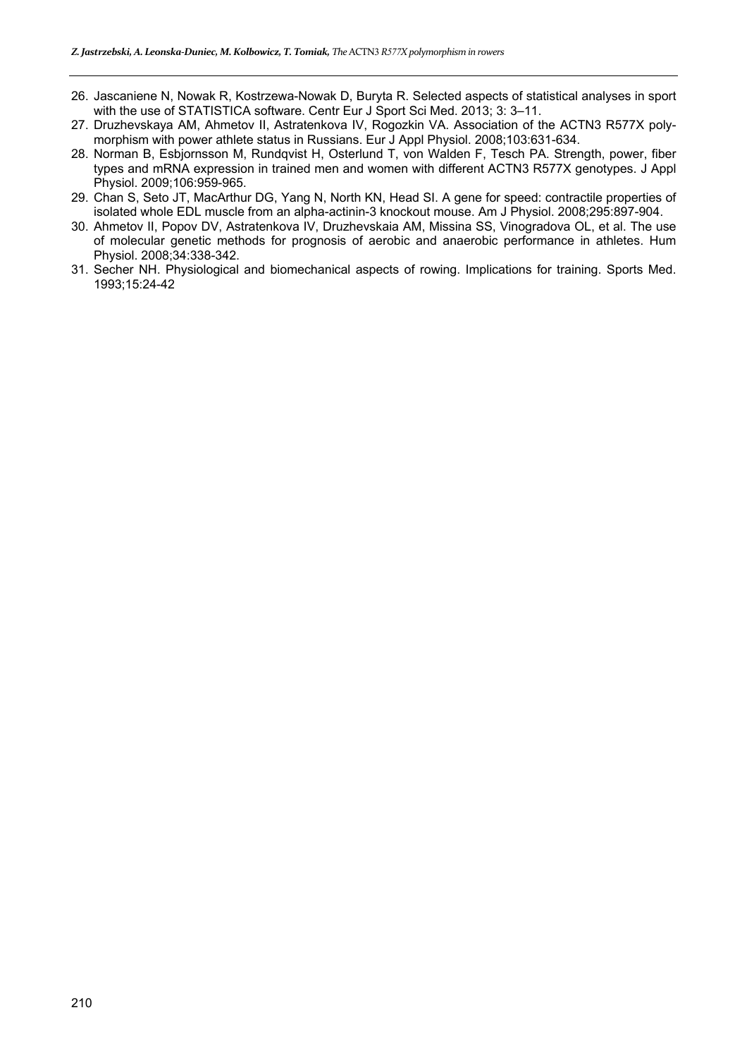26. Jascaniene N, Nowak R, Kostrzewa-Nowak D, Buryta R. Selected aspects of statistical analyses in sport with the use of STATISTICA software. Centr Eur J Sport Sci Med. 2013; 3: 3–11.
27. Druzhevskaya AM, Ahmetov II, Astratenkova IV, Rogozkin VA. Association of the ACTN3 R577X polymorphism with power athlete status in Russians. Eur J Appl Physiol. 2008;103:631-634.
28. Norman B, Esbjornsson M, Rundqvist H, Osterlund T, von Walden F, Tesch PA. Strength, power, fiber types and mRNA expression in trained men and women with different ACTN3 R577X genotypes. J Appl Physiol. 2009;106:959-965.
29. Chan S, Seto JT, MacArthur DG, Yang N, North KN, Head SI. A gene for speed: contractile properties of isolated whole EDL muscle from an alpha-actinin-3 knockout mouse. Am J Physiol. 2008;295:897-904.
30. Ahmetov II, Popov DV, Astratenkova IV, Druzhevskaia AM, Missina SS, Vinogradova OL, et al. The use of molecular genetic methods for prognosis of aerobic and anaerobic performance in athletes. Hum Physiol. 2008;34:338-342.
31. Secher NH. Physiological and biomechanical aspects of rowing. Implications for training. Sports Med. 1993;15:24-42